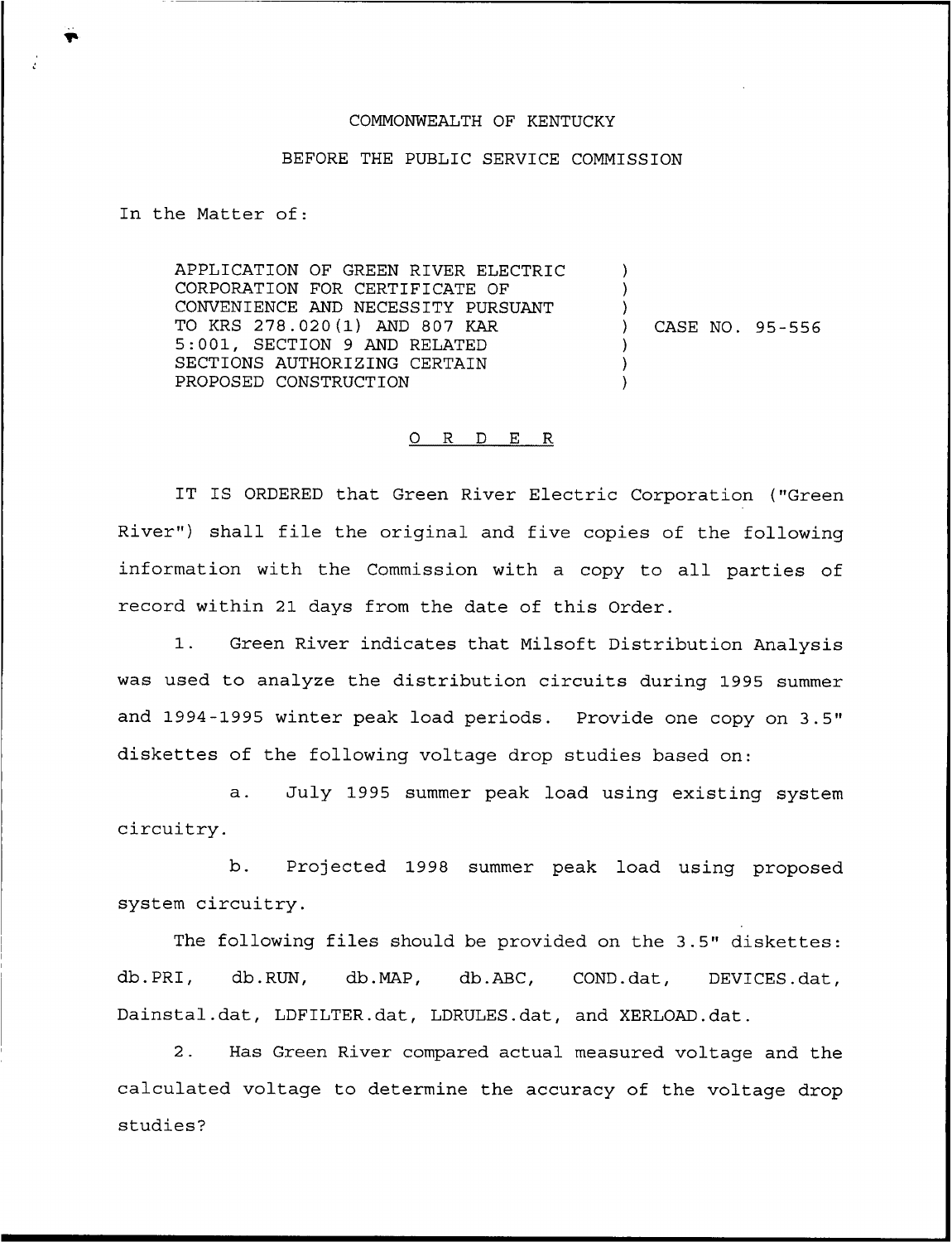COMMONWEALTH OF KENTUCKY

BEFORE THE PUBLIC SERVICE COMMISSION

In the Matter of:

| | | |
|---|---|---|
| APPLICATION OF GREEN RIVER ELECTRIC CORPORATION FOR CERTIFICATE OF CONVENIENCE AND NECESSITY PURSUANT TO KRS 278.020(1) AND 807 KAR 5:001, SECTION 9 AND RELATED SECTIONS AUTHORIZING CERTAIN PROPOSED CONSTRUCTION | ) | CASE NO. 95-556 |

## O R D E R

IT IS ORDERED that Green River Electric Corporation ("Green River") shall file the original and five copies of the following information with the Commission with a copy to all parties of record within 21 days from the date of this Order.

1. Green River indicates that Milsoft Distribution Analysis was used to analyze the distribution circuits during 1995 summer and 1994-1995 winter peak load periods. Provide one copy on 3.5" diskettes of the following voltage drop studies based on:

   a. July 1995 summer peak load using existing system circuitry.

   b. Projected 1998 summer peak load using proposed system circuitry.

The following files should be provided on the 3.5" diskettes: db.PRI, db.RUN, db.MAP, db.ABC, COND.dat, DEVICES.dat, Dainstal.dat, LDFILTER.dat, LDRULES.dat, and XERLOAD.dat.

2. Has Green River compared actual measured voltage and the calculated voltage to determine the accuracy of the voltage drop studies?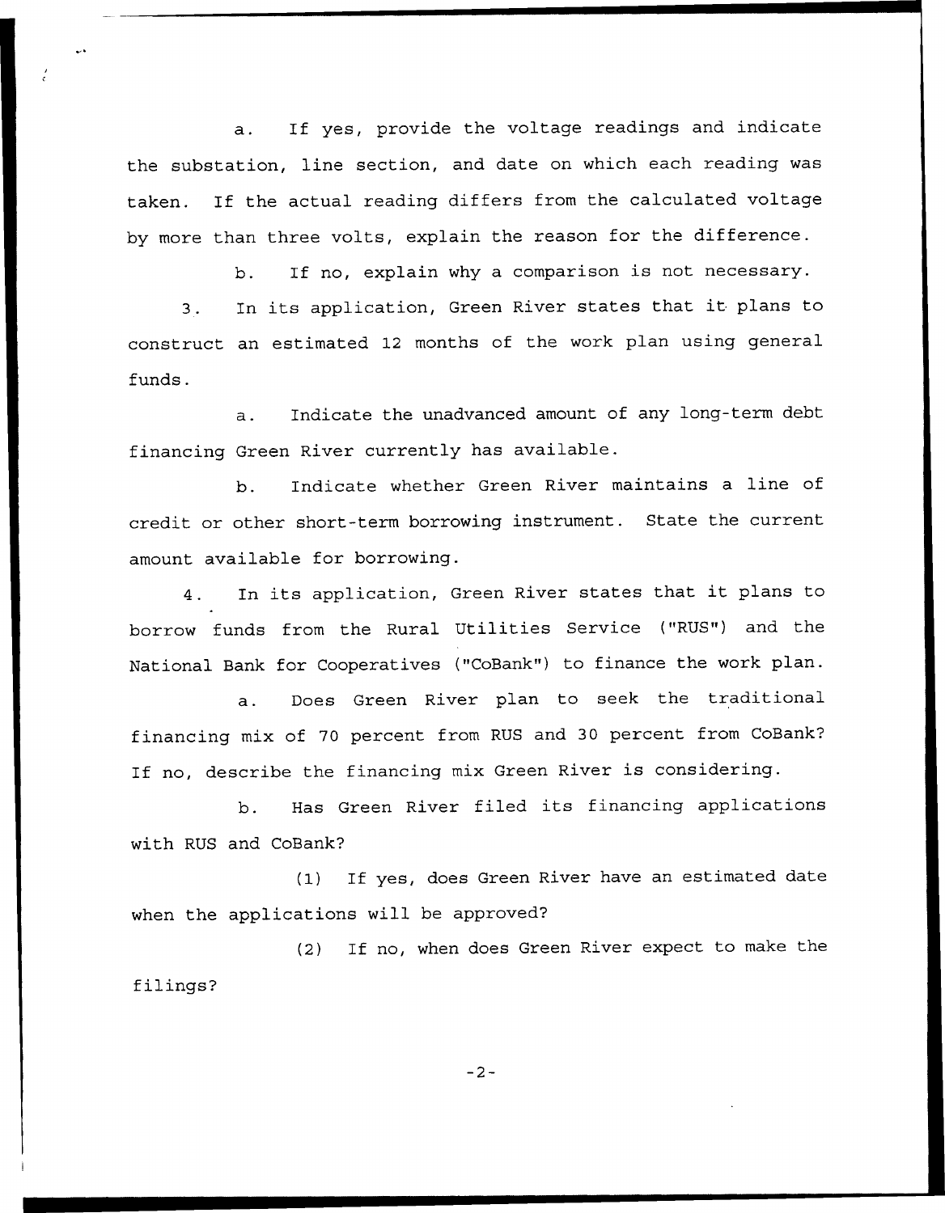a. If yes, provide the voltage readings and indicate the substation, line section, and date on which each reading was taken. If the actual reading differs from the calculated voltage by more than three volts, explain the reason for the difference.

b. If no, explain why a comparison is not necessary.

3. In its application, Green River states that it plans to construct an estimated 12 months of the work plan using general funds.

a. Indicate the unadvanced amount of any long-term debt financing Green River currently has available.

b. Indicate whether Green River maintains a line of credit or other short-term borrowing instrument. State the current amount available for borrowing.

4. In its application, Green River states that it plans to borrow funds from the Rural Utilities Service ("RUS") and the National Bank for Cooperatives ("CoBank") to finance the work plan.

a. Does Green River plan to seek the traditional financing mix of 70 percent from RUS and 30 percent from CoBank? If no, describe the financing mix Green River is considering.

b. Has Green River filed its financing applications with RUS and CoBank?

(1) If yes, does Green River have an estimated date when the applications will be approved?

(2) If no, when does Green River expect to make the filings?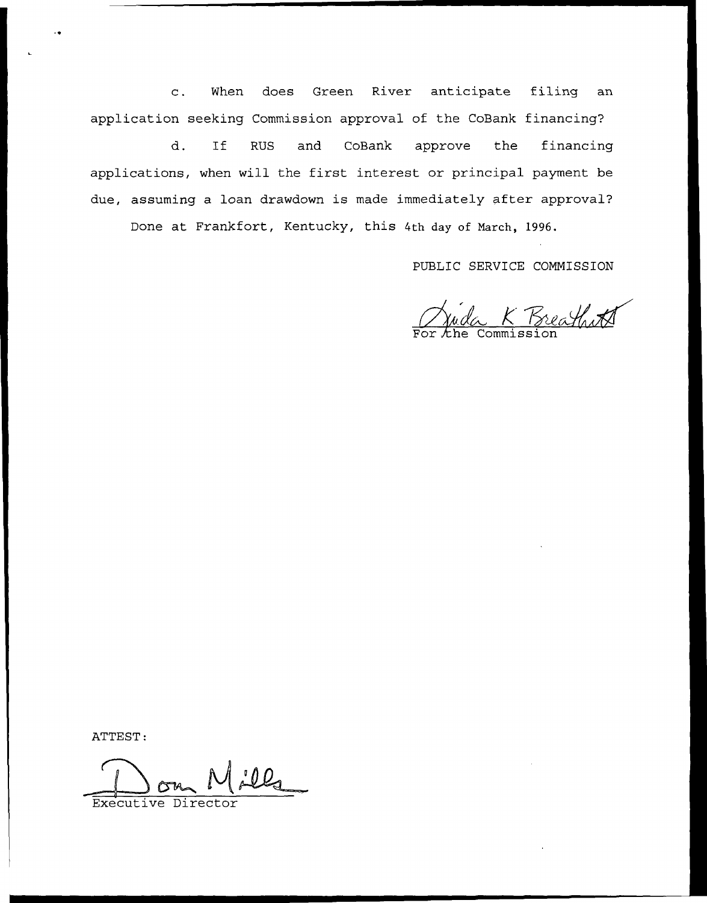c. When does Green River anticipate filing an application seeking Commission approval of the CoBank financing?

d. If RUS and CoBank approve the financing applications, when will the first interest or principal payment be due, assuming a loan drawdown is made immediately after approval?

Done at Frankfort, Kentucky, this 4th day of March, 1996.

PUBLIC SERVICE COMMISSION

For the Commission

ATTEST:

Executive Director